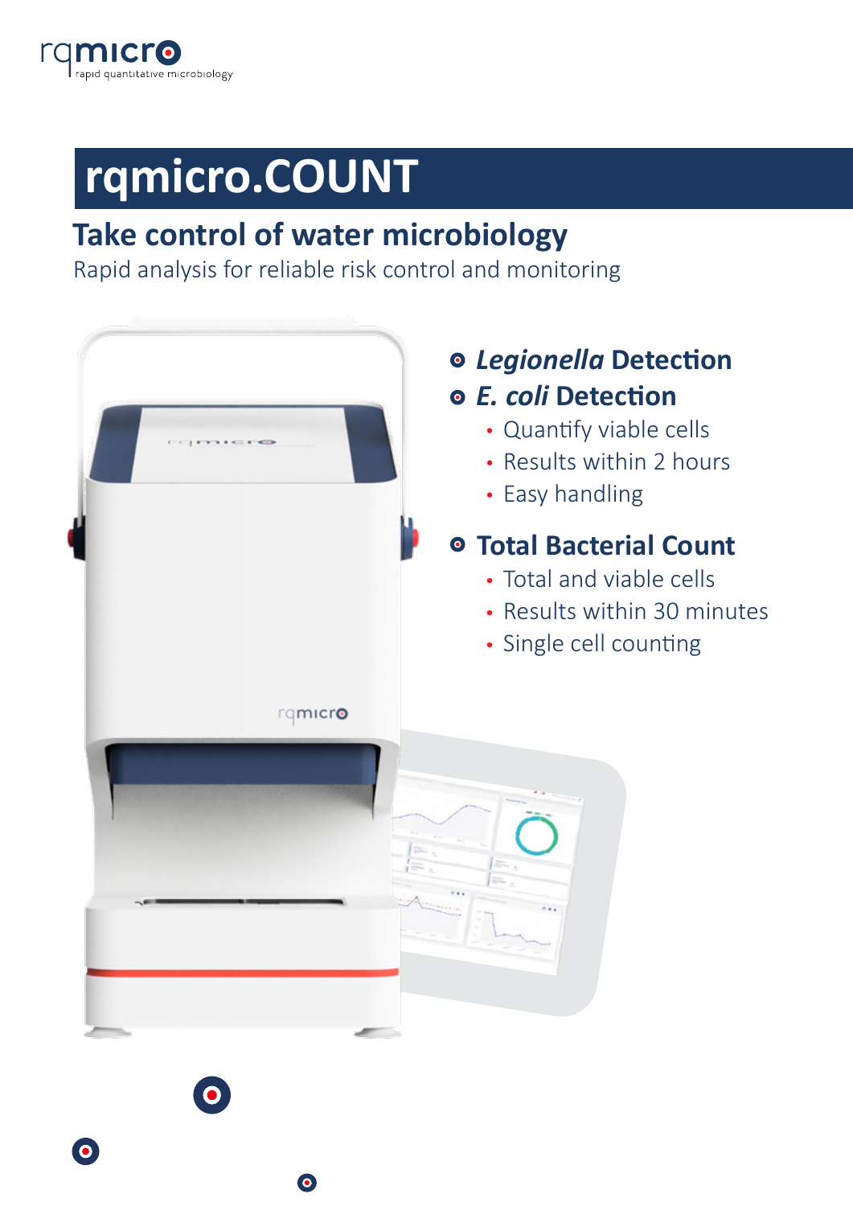rqmicro
rapid quantitative microbiology

# rqmicro.COUNT

## Take control of water microbiology

Rapid analysis for reliable risk control and monitoring

- ***Legionella* Detection**
- ***E. coli* Detection**
  - Quantify viable cells
  - Results within 2 hours
  - Easy handling
- **Total Bacterial Count**
  - Total and viable cells
  - Results within 30 minutes
  - Single cell counting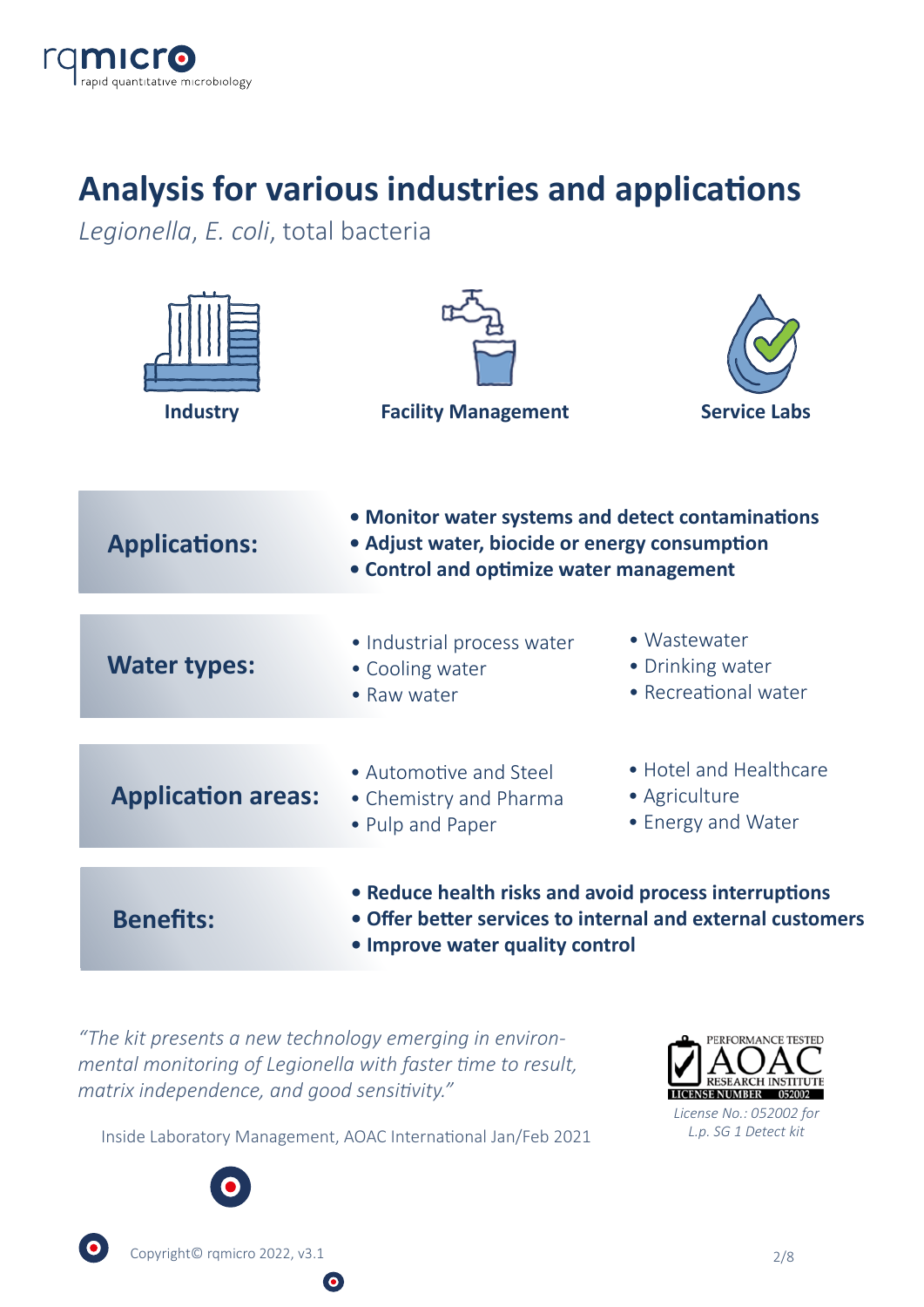# Analysis for various industries and applications

*Legionella*, *E. coli*, total bacteria

**Industry** **Facility Management** **Service Labs**

**Applications:**

- **Monitor water systems and detect contaminations**
- **Adjust water, biocide or energy consumption**
- **Control and optimize water management**

**Water types:**

- Industrial process water
- Cooling water
- Raw water
- Wastewater
- Drinking water
- Recreational water

**Application areas:**

- Automotive and Steel
- Chemistry and Pharma
- Pulp and Paper
- Hotel and Healthcare
- Agriculture
- Energy and Water

**Benefits:**

- **Reduce health risks and avoid process interruptions**
- **Offer better services to internal and external customers**
- **Improve water quality control**

*"The kit presents a new technology emerging in environmental monitoring of Legionella with faster time to result, matrix independence, and good sensitivity."*

Inside Laboratory Management, AOAC International Jan/Feb 2021

PERFORMANCE TESTED AOAC RESEARCH INSTITUTE LICENSE NUMBER 052002

*License No.: 052002 for L.p. SG 1 Detect kit*

Copyright© rqmicro 2022, v3.1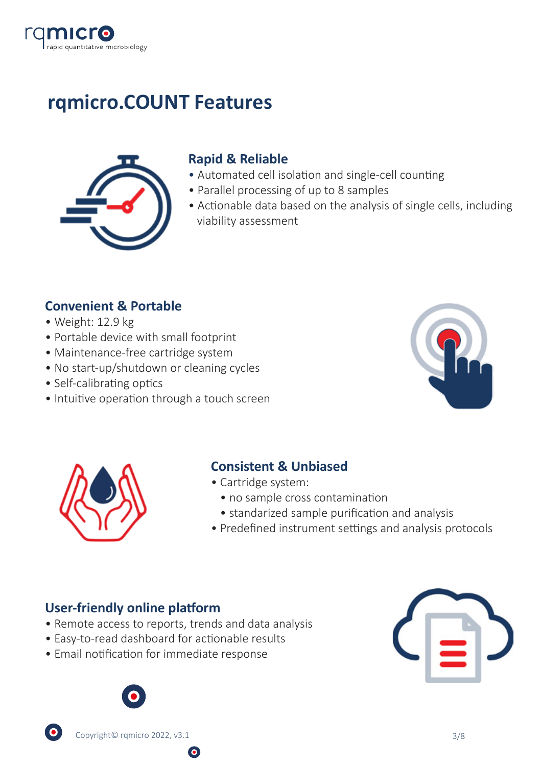# rqmicro.COUNT Features

## Rapid & Reliable

- Automated cell isolation and single-cell counting
- Parallel processing of up to 8 samples
- Actionable data based on the analysis of single cells, including viability assessment

## Convenient & Portable

- Weight: 12.9 kg
- Portable device with small footprint
- Maintenance-free cartridge system
- No start-up/shutdown or cleaning cycles
- Self-calibrating optics
- Intuitive operation through a touch screen

## Consistent & Unbiased

- Cartridge system:
  - no sample cross contamination
  - standarized sample purification and analysis
- Predefined instrument settings and analysis protocols

## User-friendly online platform

- Remote access to reports, trends and data analysis
- Easy-to-read dashboard for actionable results
- Email notification for immediate response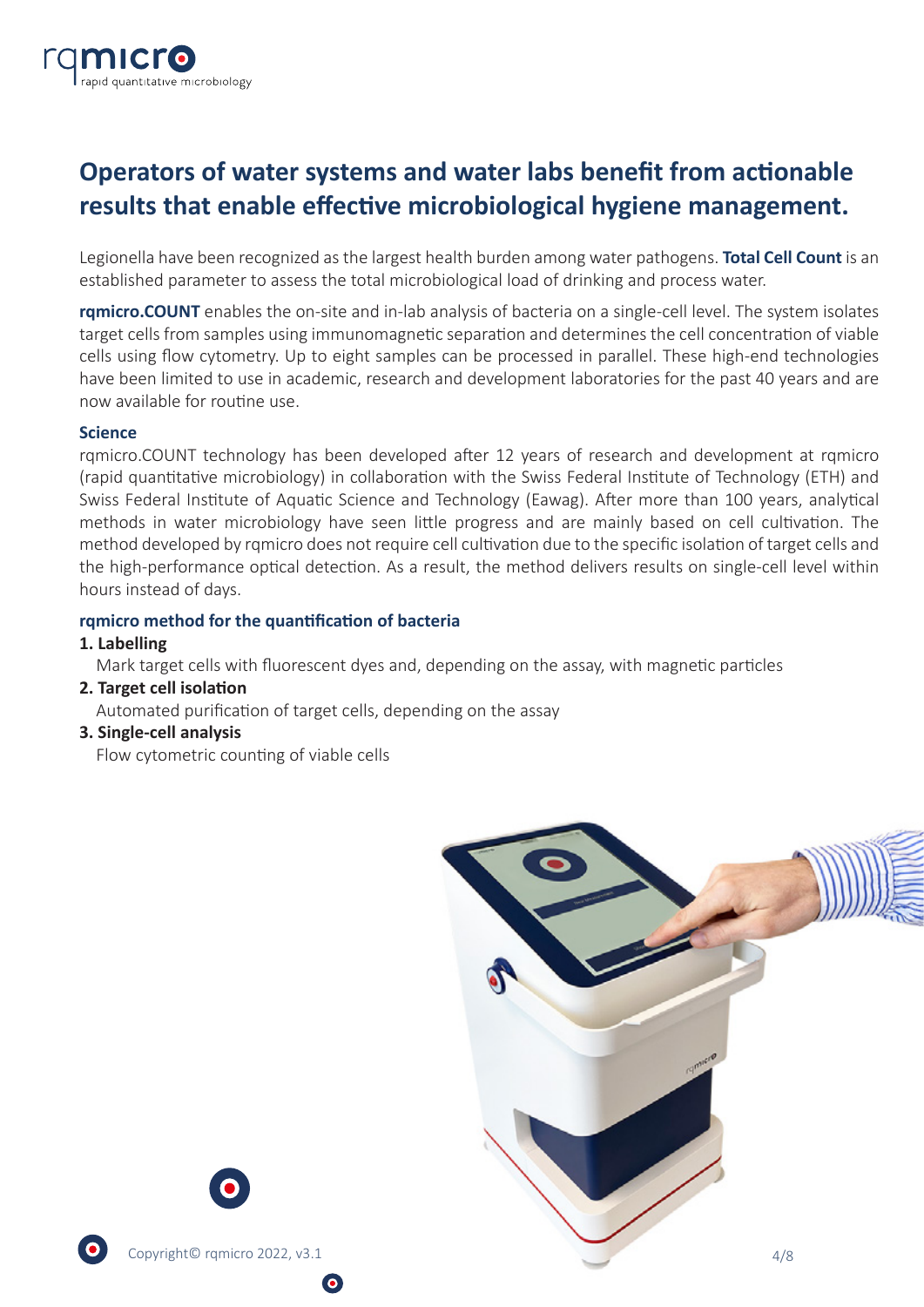# Operators of water systems and water labs benefit from actionable results that enable effective microbiological hygiene management.

Legionella have been recognized as the largest health burden among water pathogens. **Total Cell Count** is an established parameter to assess the total microbiological load of drinking and process water.

**rqmicro.COUNT** enables the on-site and in-lab analysis of bacteria on a single-cell level. The system isolates target cells from samples using immunomagnetic separation and determines the cell concentration of viable cells using flow cytometry. Up to eight samples can be processed in parallel. These high-end technologies have been limited to use in academic, research and development laboratories for the past 40 years and are now available for routine use.

### Science

rqmicro.COUNT technology has been developed after 12 years of research and development at rqmicro (rapid quantitative microbiology) in collaboration with the Swiss Federal Institute of Technology (ETH) and Swiss Federal Institute of Aquatic Science and Technology (Eawag). After more than 100 years, analytical methods in water microbiology have seen little progress and are mainly based on cell cultivation. The method developed by rqmicro does not require cell cultivation due to the specific isolation of target cells and the high-performance optical detection. As a result, the method delivers results on single-cell level within hours instead of days.

### rqmicro method for the quantification of bacteria

1. **Labelling**
   Mark target cells with fluorescent dyes and, depending on the assay, with magnetic particles
2. **Target cell isolation**
   Automated purification of target cells, depending on the assay
3. **Single-cell analysis**
   Flow cytometric counting of viable cells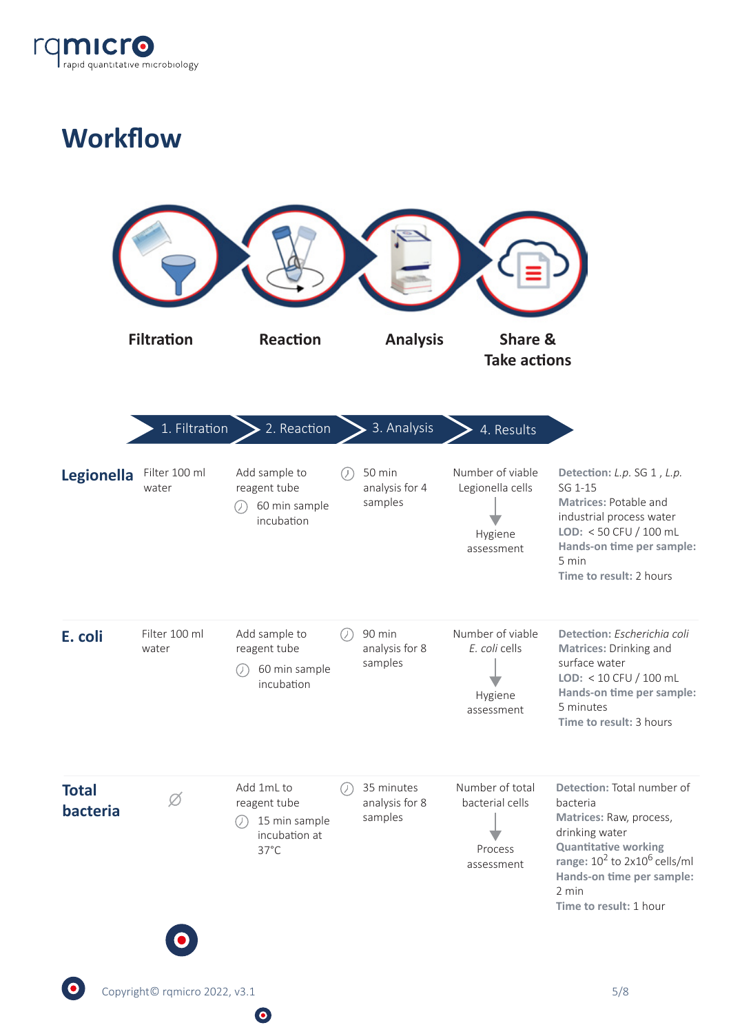# Workflow

Filtration → Reaction → Analysis → Share & Take actions

| | 1. Filtration | 2. Reaction | 3. Analysis | 4. Results | |
|---|---|---|---|---|---|
| **Legionella** | Filter 100 ml water | Add sample to reagent tube; 60 min sample incubation | 50 min analysis for 4 samples | Number of viable Legionella cells → Hygiene assessment | **Detection:** *L.p.* SG 1 , *L.p.* SG 1-15 **Matrices:** Potable and industrial process water **LOD:** < 50 CFU / 100 mL **Hands-on time per sample:** 5 min **Time to result:** 2 hours |
| **E. coli** | Filter 100 ml water | Add sample to reagent tube; 60 min sample incubation | 90 min analysis for 8 samples | Number of viable *E. coli* cells → Hygiene assessment | **Detection:** *Escherichia coli* **Matrices:** Drinking and surface water **LOD:** < 10 CFU / 100 mL **Hands-on time per sample:** 5 minutes **Time to result:** 3 hours |
| **Total bacteria** | ∅ | Add 1mL to reagent tube; 15 min sample incubation at 37°C | 35 minutes analysis for 8 samples | Number of total bacterial cells → Process assessment | **Detection:** Total number of bacteria **Matrices:** Raw, process, drinking water **Quantitative working range:** $10^2$ to $2x10^6$ cells/ml **Hands-on time per sample:** 2 min **Time to result:** 1 hour |

Copyright© rqmicro 2022, v3.1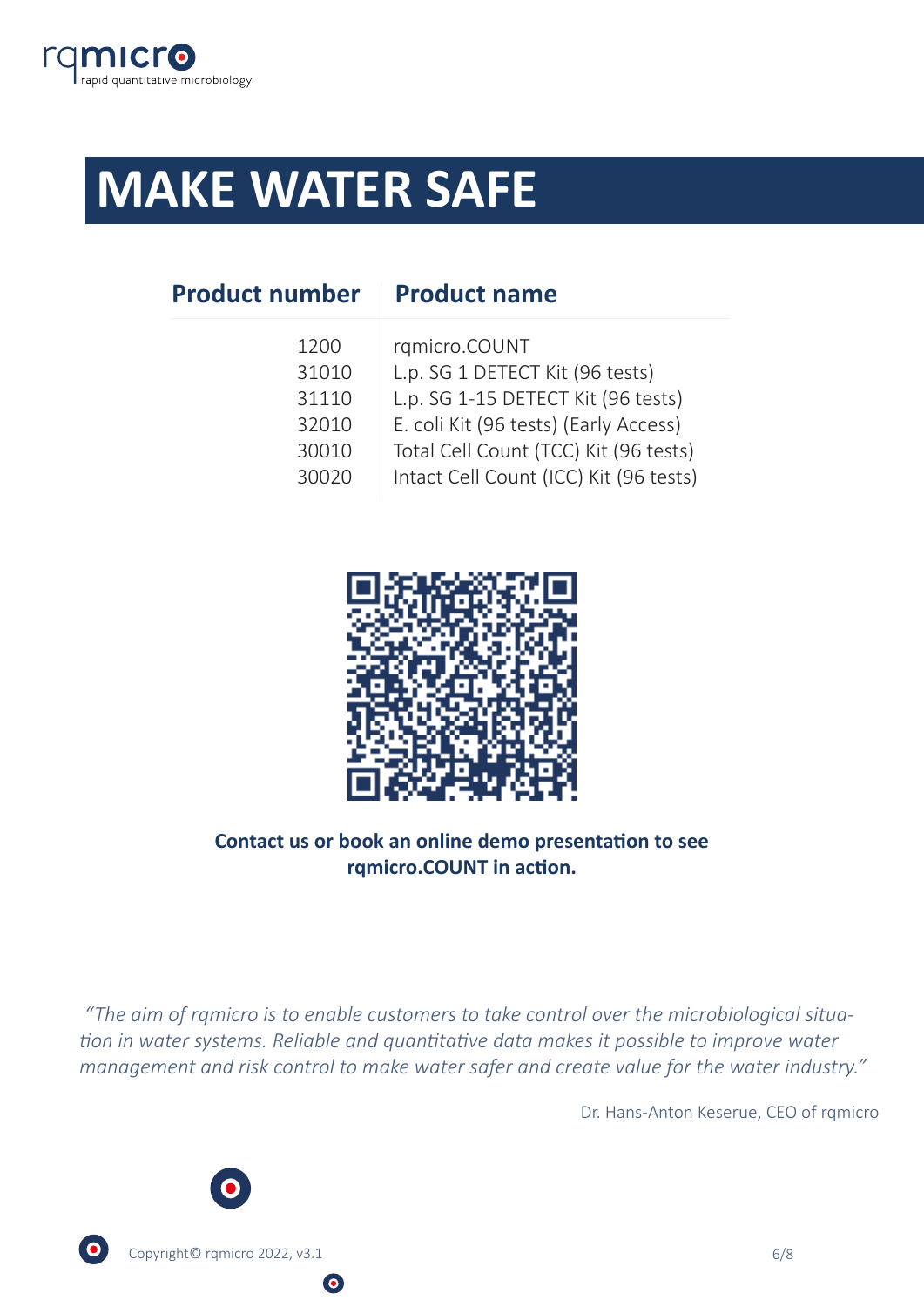# MAKE WATER SAFE

| Product number | Product name |
| --- | --- |
| 1200 | rqmicro.COUNT |
| 31010 | L.p. SG 1 DETECT Kit (96 tests) |
| 31110 | L.p. SG 1-15 DETECT Kit (96 tests) |
| 32010 | E. coli Kit (96 tests) (Early Access) |
| 30010 | Total Cell Count (TCC) Kit (96 tests) |
| 30020 | Intact Cell Count (ICC) Kit (96 tests) |

**Contact us or book an online demo presentation to see rqmicro.COUNT in action.**

*"The aim of rqmicro is to enable customers to take control over the microbiological situation in water systems. Reliable and quantitative data makes it possible to improve water management and risk control to make water safer and create value for the water industry."*

Dr. Hans-Anton Keserue, CEO of rqmicro

Copyright© rqmicro 2022, v3.1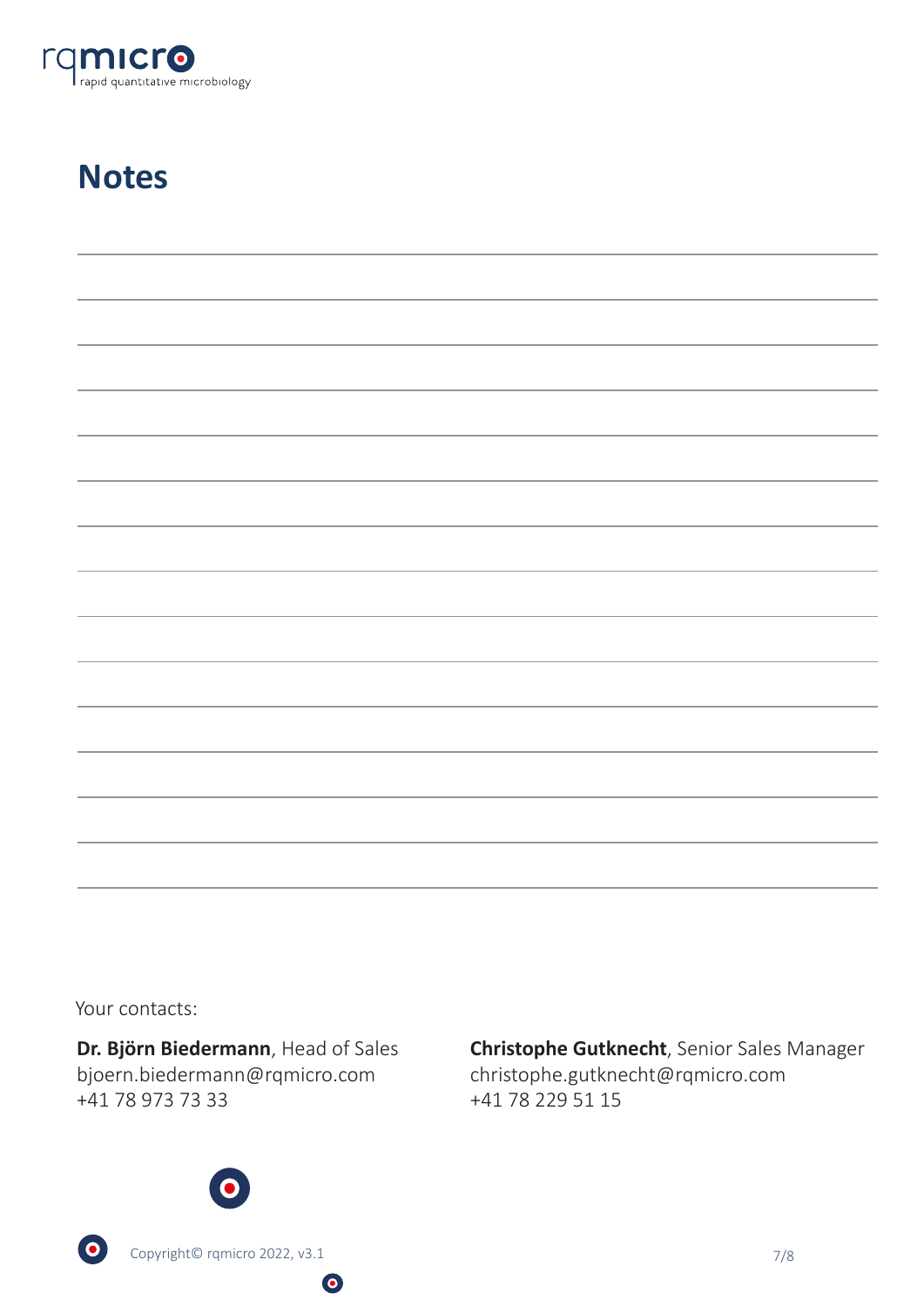# Notes

Your contacts:

**Dr. Björn Biedermann**, Head of Sales
bjoern.biedermann@rqmicro.com
+41 78 973 73 33

**Christophe Gutknecht**, Senior Sales Manager
christophe.gutknecht@rqmicro.com
+41 78 229 51 15

Copyright© rqmicro 2022, v3.1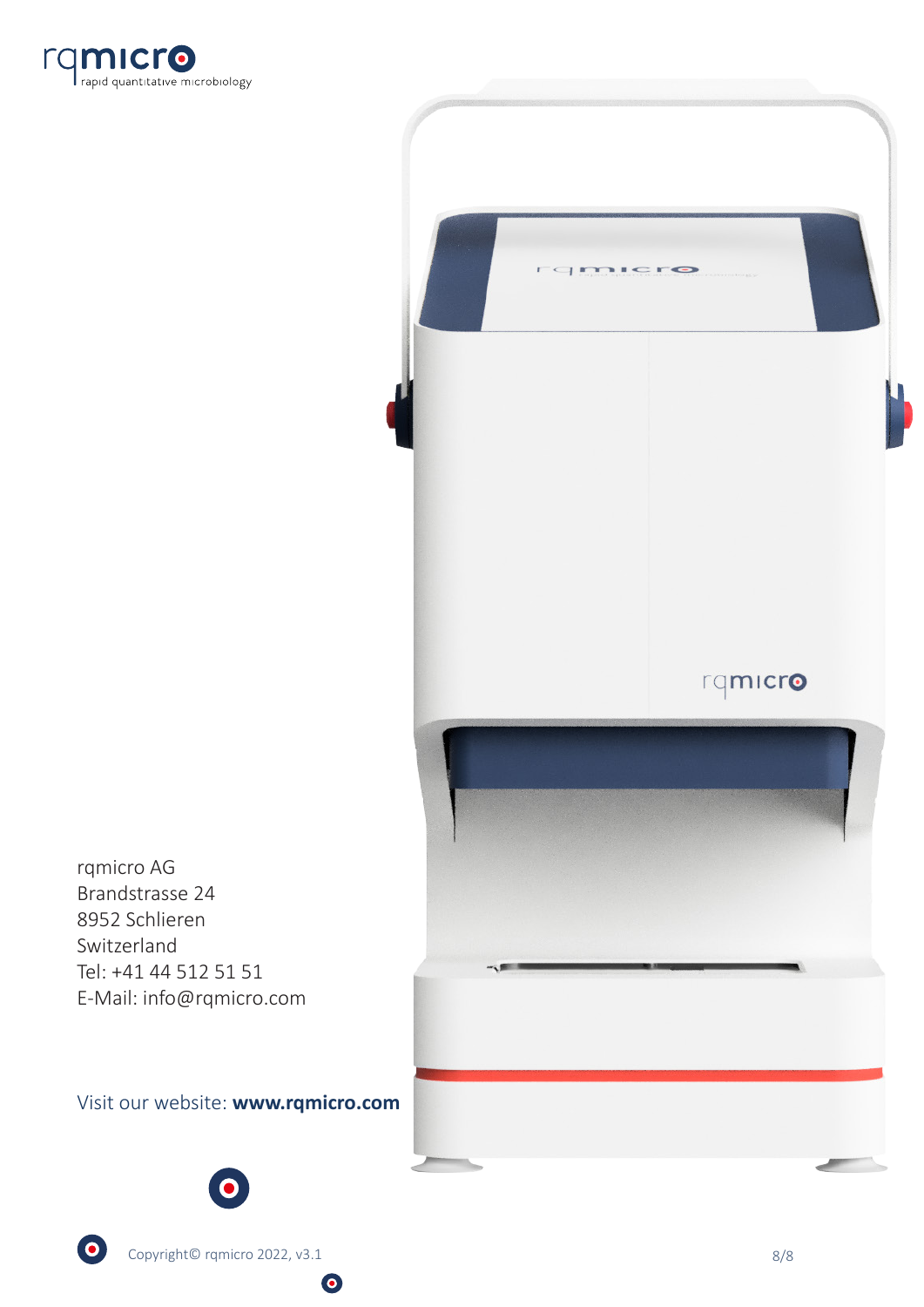rqmicro AG
Brandstrasse 24
8952 Schlieren
Switzerland
Tel: +41 44 512 51 51
E-Mail: info@rqmicro.com

Visit our website: **www.rqmicro.com**

Copyright© rqmicro 2022, v3.1